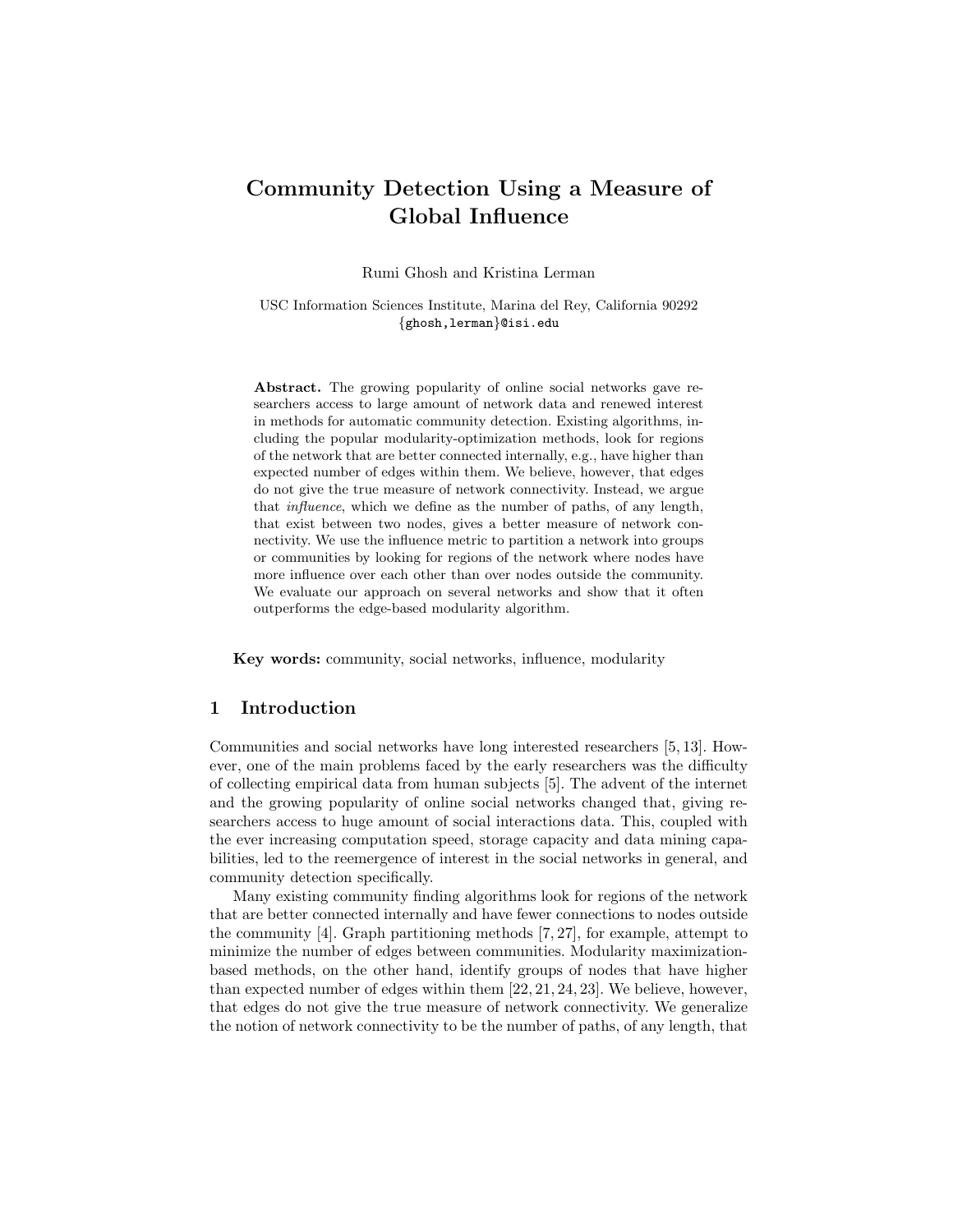# Community Detection Using a Measure of Global Influence

Rumi Ghosh and Kristina Lerman

USC Information Sciences Institute, Marina del Rey, California 90292
{ghosh,lerman}@isi.edu

**Abstract.** The growing popularity of online social networks gave researchers access to large amount of network data and renewed interest in methods for automatic community detection. Existing algorithms, including the popular modularity-optimization methods, look for regions of the network that are better connected internally, e.g., have higher than expected number of edges within them. We believe, however, that edges do not give the true measure of network connectivity. Instead, we argue that *influence*, which we define as the number of paths, of any length, that exist between two nodes, gives a better measure of network connectivity. We use the influence metric to partition a network into groups or communities by looking for regions of the network where nodes have more influence over each other than over nodes outside the community. We evaluate our approach on several networks and show that it often outperforms the edge-based modularity algorithm.

**Key words:** community, social networks, influence, modularity

## 1 Introduction

Communities and social networks have long interested researchers [5, 13]. However, one of the main problems faced by the early researchers was the difficulty of collecting empirical data from human subjects [5]. The advent of the internet and the growing popularity of online social networks changed that, giving researchers access to huge amount of social interactions data. This, coupled with the ever increasing computation speed, storage capacity and data mining capabilities, led to the reemergence of interest in the social networks in general, and community detection specifically.

Many existing community finding algorithms look for regions of the network that are better connected internally and have fewer connections to nodes outside the community [4]. Graph partitioning methods [7, 27], for example, attempt to minimize the number of edges between communities. Modularity maximization-based methods, on the other hand, identify groups of nodes that have higher than expected number of edges within them [22, 21, 24, 23]. We believe, however, that edges do not give the true measure of network connectivity. We generalize the notion of network connectivity to be the number of paths, of any length, that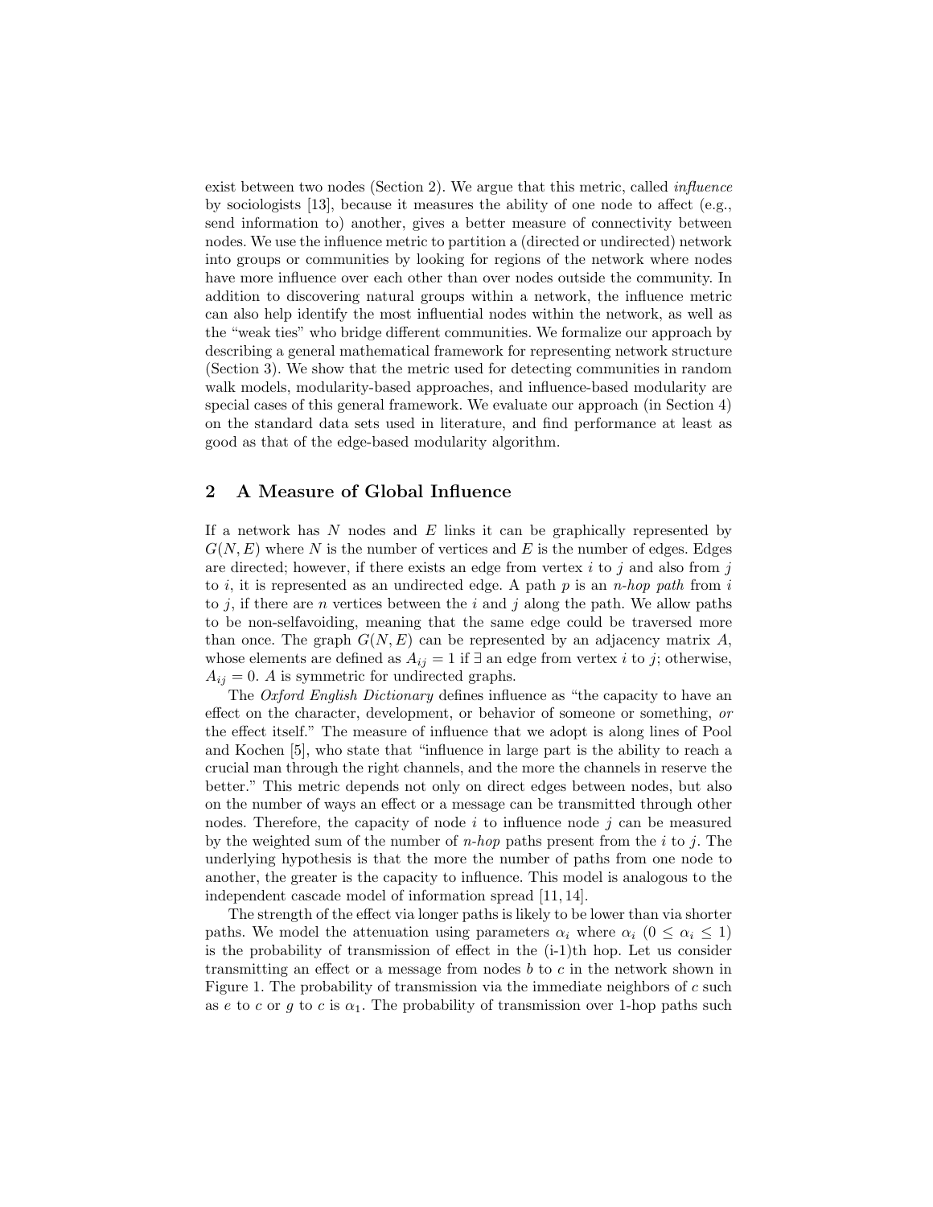exist between two nodes (Section 2). We argue that this metric, called *influence* by sociologists [13], because it measures the ability of one node to affect (e.g., send information to) another, gives a better measure of connectivity between nodes. We use the influence metric to partition a (directed or undirected) network into groups or communities by looking for regions of the network where nodes have more influence over each other than over nodes outside the community. In addition to discovering natural groups within a network, the influence metric can also help identify the most influential nodes within the network, as well as the "weak ties" who bridge different communities. We formalize our approach by describing a general mathematical framework for representing network structure (Section 3). We show that the metric used for detecting communities in random walk models, modularity-based approaches, and influence-based modularity are special cases of this general framework. We evaluate our approach (in Section 4) on the standard data sets used in literature, and find performance at least as good as that of the edge-based modularity algorithm.

## 2 A Measure of Global Influence

If a network has $N$ nodes and $E$ links it can be graphically represented by $G(N, E)$ where $N$ is the number of vertices and $E$ is the number of edges. Edges are directed; however, if there exists an edge from vertex $i$ to $j$ and also from $j$ to $i$, it is represented as an undirected edge. A path $p$ is an *n-hop path* from $i$ to $j$, if there are $n$ vertices between the $i$ and $j$ along the path. We allow paths to be non-selfavoiding, meaning that the same edge could be traversed more than once. The graph $G(N, E)$ can be represented by an adjacency matrix $A$, whose elements are defined as $A_{ij} = 1$ if $\exists$ an edge from vertex $i$ to $j$; otherwise, $A_{ij} = 0$. $A$ is symmetric for undirected graphs.

The *Oxford English Dictionary* defines influence as "the capacity to have an effect on the character, development, or behavior of someone or something, *or* the effect itself." The measure of influence that we adopt is along lines of Pool and Kochen [5], who state that "influence in large part is the ability to reach a crucial man through the right channels, and the more the channels in reserve the better." This metric depends not only on direct edges between nodes, but also on the number of ways an effect or a message can be transmitted through other nodes. Therefore, the capacity of node $i$ to influence node $j$ can be measured by the weighted sum of the number of *n-hop* paths present from the $i$ to $j$. The underlying hypothesis is that the more the number of paths from one node to another, the greater is the capacity to influence. This model is analogous to the independent cascade model of information spread [11, 14].

The strength of the effect via longer paths is likely to be lower than via shorter paths. We model the attenuation using parameters $\alpha_i$ where $\alpha_i$ $(0 \leq \alpha_i \leq 1)$ is the probability of transmission of effect in the (i-1)th hop. Let us consider transmitting an effect or a message from nodes $b$ to $c$ in the network shown in Figure 1. The probability of transmission via the immediate neighbors of $c$ such as $e$ to $c$ or $g$ to $c$ is $\alpha_1$. The probability of transmission over 1-hop paths such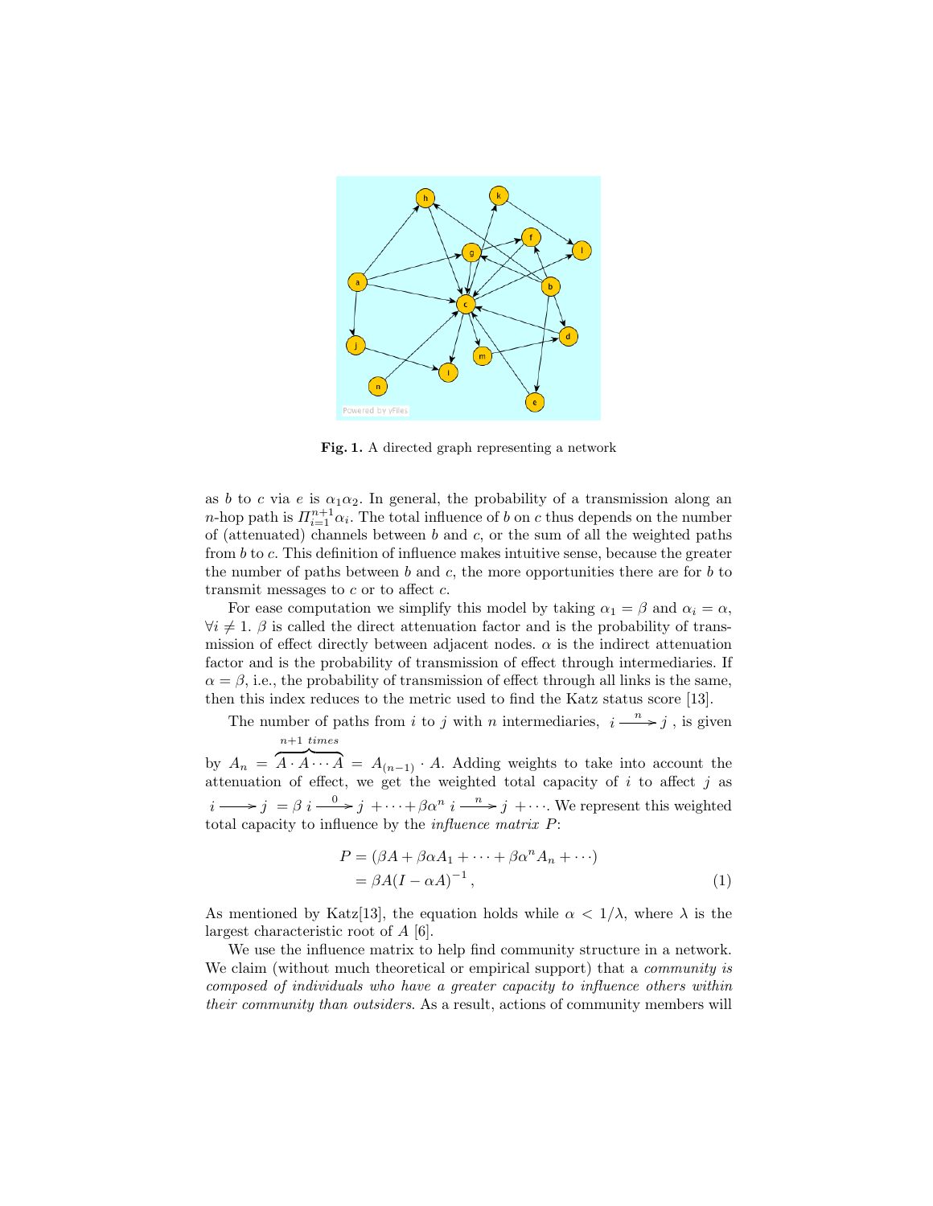**Fig. 1.** A directed graph representing a network

as $b$ to $c$ via $e$ is $\alpha_1\alpha_2$. In general, the probability of a transmission along an $n$-hop path is $\Pi_{i=1}^{n+1}\alpha_i$. The total influence of $b$ on $c$ thus depends on the number of (attenuated) channels between $b$ and $c$, or the sum of all the weighted paths from $b$ to $c$. This definition of influence makes intuitive sense, because the greater the number of paths between $b$ and $c$, the more opportunities there are for $b$ to transmit messages to $c$ or to affect $c$.

For ease computation we simplify this model by taking $\alpha_1 = \beta$ and $\alpha_i = \alpha$, $\forall i \neq 1$. $\beta$ is called the direct attenuation factor and is the probability of transmission of effect directly between adjacent nodes. $\alpha$ is the indirect attenuation factor and is the probability of transmission of effect through intermediaries. If $\alpha = \beta$, i.e., the probability of transmission of effect through all links is the same, then this index reduces to the metric used to find the Katz status score [13].

The number of paths from $i$ to $j$ with $n$ intermediaries, $i \xrightarrow{n} j$, is given by $A_n = \overbrace{A \cdot A \cdots A}^{n+1 \ times} = A_{(n-1)} \cdot A$. Adding weights to take into account the attenuation of effect, we get the weighted total capacity of $i$ to affect $j$ as $i \longrightarrow j = \beta \, i \xrightarrow{0} j + \cdots + \beta\alpha^n \, i \xrightarrow{n} j + \cdots$. We represent this weighted total capacity to influence by the *influence matrix* $P$:

$$
\begin{aligned}
P &= (\beta A + \beta\alpha A_1 + \cdots + \beta\alpha^n A_n + \cdots) \\
&= \beta A (I - \alpha A)^{-1} \, ,
\end{aligned} \tag{1}
$$

As mentioned by Katz[13], the equation holds while $\alpha < 1/\lambda$, where $\lambda$ is the largest characteristic root of $A$ [6].

We use the influence matrix to help find community structure in a network. We claim (without much theoretical or empirical support) that a *community is composed of individuals who have a greater capacity to influence others within their community than outsiders.* As a result, actions of community members will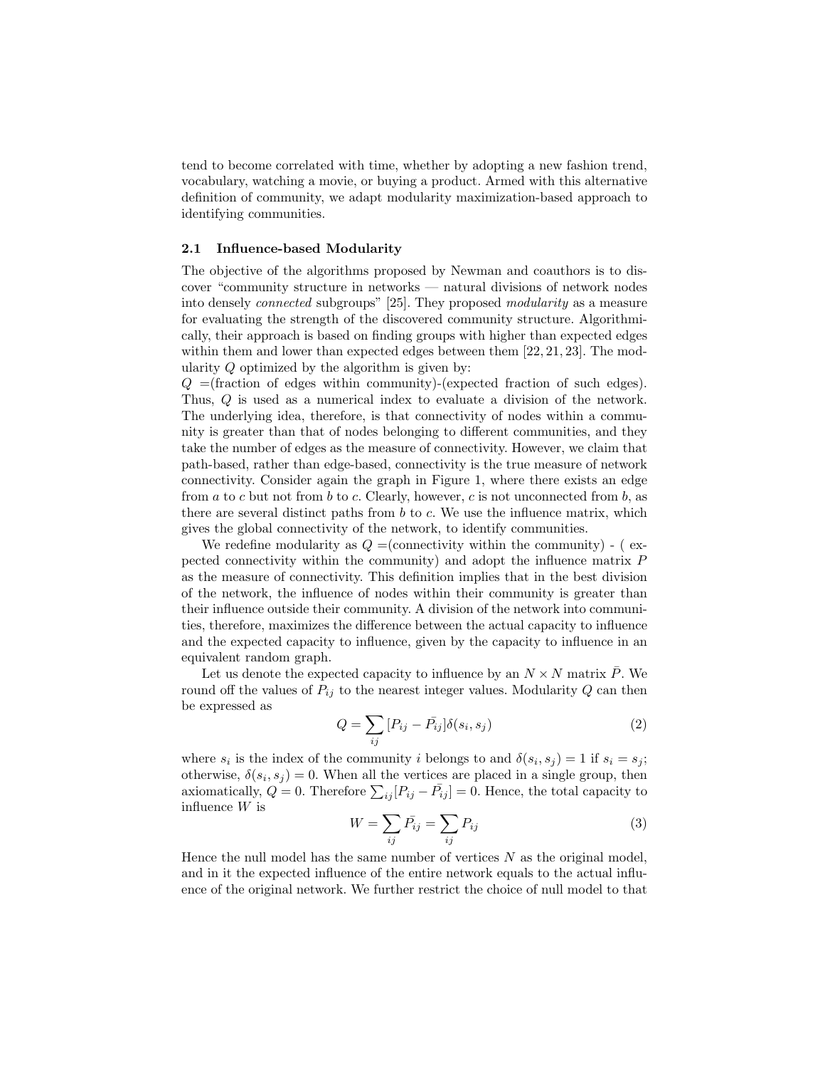tend to become correlated with time, whether by adopting a new fashion trend, vocabulary, watching a movie, or buying a product. Armed with this alternative definition of community, we adapt modularity maximization-based approach to identifying communities.

### 2.1 Influence-based Modularity

The objective of the algorithms proposed by Newman and coauthors is to discover "community structure in networks — natural divisions of network nodes into densely *connected* subgroups" [25]. They proposed *modularity* as a measure for evaluating the strength of the discovered community structure. Algorithmically, their approach is based on finding groups with higher than expected edges within them and lower than expected edges between them [22, 21, 23]. The modularity $Q$ optimized by the algorithm is given by:

$Q$ =(fraction of edges within community)-(expected fraction of such edges). Thus, $Q$ is used as a numerical index to evaluate a division of the network. The underlying idea, therefore, is that connectivity of nodes within a community is greater than that of nodes belonging to different communities, and they take the number of edges as the measure of connectivity. However, we claim that path-based, rather than edge-based, connectivity is the true measure of network connectivity. Consider again the graph in Figure 1, where there exists an edge from $a$ to $c$ but not from $b$ to $c$. Clearly, however, $c$ is not unconnected from $b$, as there are several distinct paths from $b$ to $c$. We use the influence matrix, which gives the global connectivity of the network, to identify communities.

We redefine modularity as $Q$ =(connectivity within the community) - ( expected connectivity within the community) and adopt the influence matrix $P$ as the measure of connectivity. This definition implies that in the best division of the network, the influence of nodes within their community is greater than their influence outside their community. A division of the network into communities, therefore, maximizes the difference between the actual capacity to influence and the expected capacity to influence, given by the capacity to influence in an equivalent random graph.

Let us denote the expected capacity to influence by an $N \times N$ matrix $\bar{P}$. We round off the values of $P_{ij}$ to the nearest integer values. Modularity $Q$ can then be expressed as

$$Q = \sum_{ij} [P_{ij} - \bar{P_{ij}}]\delta(s_i, s_j) \tag{2}$$

where $s_i$ is the index of the community $i$ belongs to and $\delta(s_i, s_j) = 1$ if $s_i = s_j$; otherwise, $\delta(s_i, s_j) = 0$. When all the vertices are placed in a single group, then axiomatically, $Q = 0$. Therefore $\sum_{ij}[P_{ij} - \bar{P_{ij}}] = 0$. Hence, the total capacity to influence $W$ is

$$W = \sum_{ij} \bar{P_{ij}} = \sum_{ij} P_{ij} \tag{3}$$

Hence the null model has the same number of vertices $N$ as the original model, and in it the expected influence of the entire network equals to the actual influence of the original network. We further restrict the choice of null model to that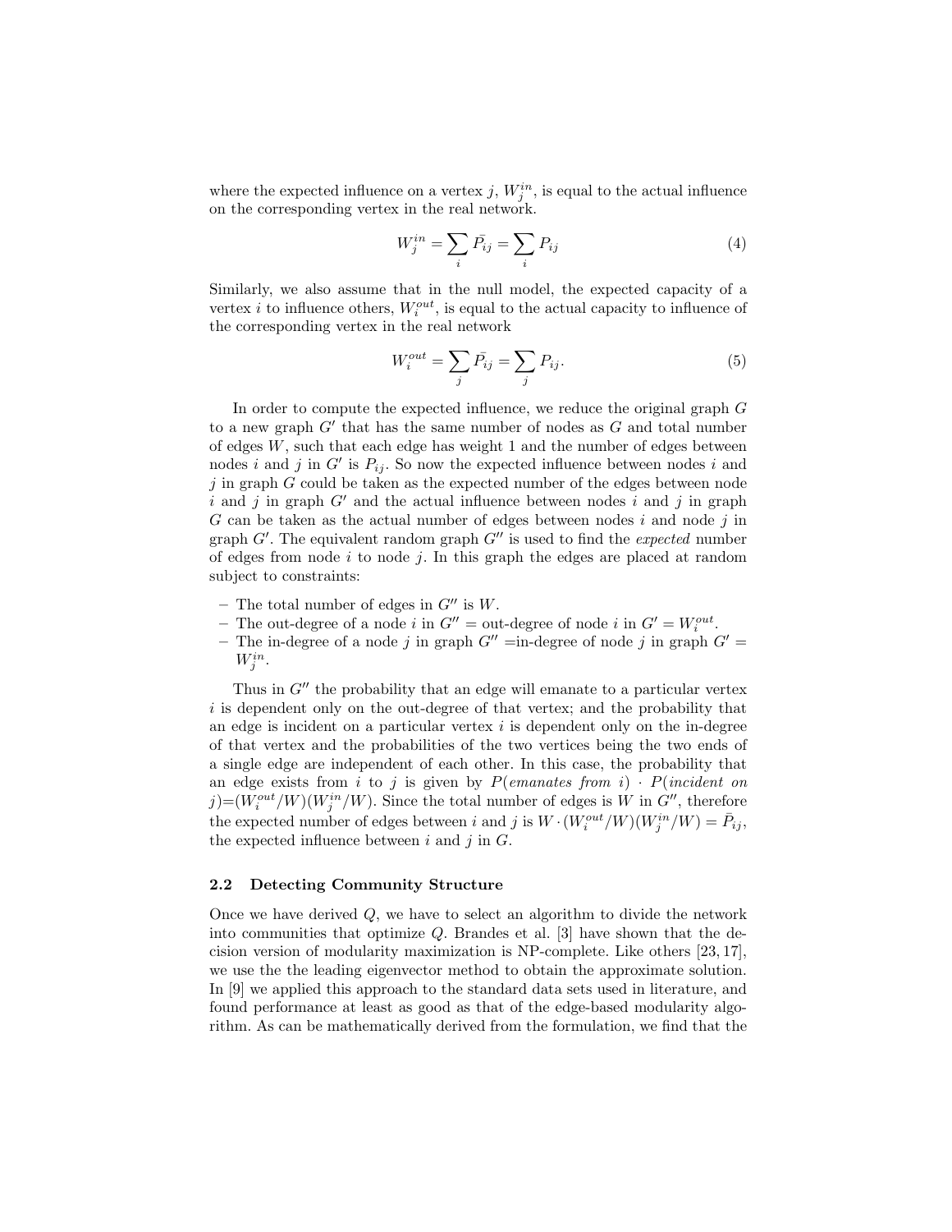where the expected influence on a vertex $j$, $W_j^{in}$, is equal to the actual influence on the corresponding vertex in the real network.

$$W_j^{in} = \sum_i \bar{P_{ij}} = \sum_i P_{ij} \tag{4}$$

Similarly, we also assume that in the null model, the expected capacity of a vertex $i$ to influence others, $W_i^{out}$, is equal to the actual capacity to influence of the corresponding vertex in the real network

$$W_i^{out} = \sum_j \bar{P_{ij}} = \sum_j P_{ij}. \tag{5}$$

In order to compute the expected influence, we reduce the original graph $G$ to a new graph $G'$ that has the same number of nodes as $G$ and total number of edges $W$, such that each edge has weight 1 and the number of edges between nodes $i$ and $j$ in $G'$ is $P_{ij}$. So now the expected influence between nodes $i$ and $j$ in graph $G$ could be taken as the expected number of the edges between node $i$ and $j$ in graph $G'$ and the actual influence between nodes $i$ and $j$ in graph $G$ can be taken as the actual number of edges between nodes $i$ and node $j$ in graph $G'$. The equivalent random graph $G''$ is used to find the *expected* number of edges from node $i$ to node $j$. In this graph the edges are placed at random subject to constraints:

- The total number of edges in $G''$ is $W$.
- The out-degree of a node $i$ in $G''$ = out-degree of node $i$ in $G' = W_i^{out}$.
- The in-degree of a node $j$ in graph $G''$ =in-degree of node $j$ in graph $G' = W_j^{in}$.

Thus in $G''$ the probability that an edge will emanate to a particular vertex $i$ is dependent only on the out-degree of that vertex; and the probability that an edge is incident on a particular vertex $i$ is dependent only on the in-degree of that vertex and the probabilities of the two vertices being the two ends of a single edge are independent of each other. In this case, the probability that an edge exists from $i$ to $j$ is given by $P(\textit{emanates from } i) \cdot P(\textit{incident on } j)$=$(W_i^{out}/W)(W_j^{in}/W)$. Since the total number of edges is $W$ in $G''$, therefore the expected number of edges between $i$ and $j$ is $W \cdot (W_i^{out}/W)(W_j^{in}/W) = \bar{P_{ij}}$, the expected influence between $i$ and $j$ in $G$.

### 2.2 Detecting Community Structure

Once we have derived $Q$, we have to select an algorithm to divide the network into communities that optimize $Q$. Brandes et al. [3] have shown that the decision version of modularity maximization is NP-complete. Like others [23, 17], we use the the leading eigenvector method to obtain the approximate solution. In [9] we applied this approach to the standard data sets used in literature, and found performance at least as good as that of the edge-based modularity algorithm. As can be mathematically derived from the formulation, we find that the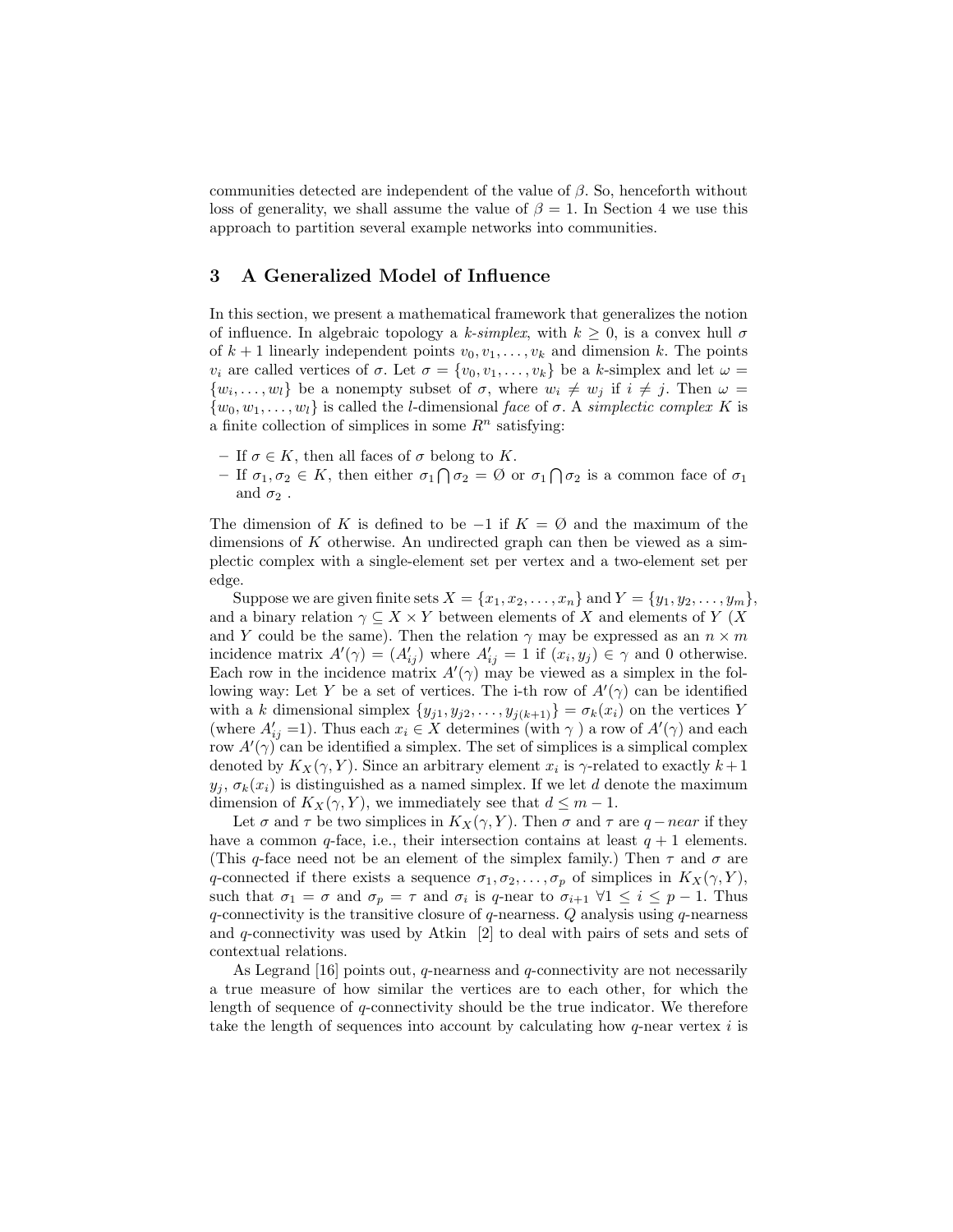communities detected are independent of the value of $\beta$. So, henceforth without loss of generality, we shall assume the value of $\beta = 1$. In Section 4 we use this approach to partition several example networks into communities.

## 3 A Generalized Model of Influence

In this section, we present a mathematical framework that generalizes the notion of influence. In algebraic topology a *k-simplex*, with $k \geq 0$, is a convex hull $\sigma$ of $k+1$ linearly independent points $v_0, v_1, \ldots, v_k$ and dimension $k$. The points $v_i$ are called vertices of $\sigma$. Let $\sigma = \{v_0, v_1, \ldots, v_k\}$ be a $k$-simplex and let $\omega = \{w_i, \ldots, w_l\}$ be a nonempty subset of $\sigma$, where $w_i \neq w_j$ if $i \neq j$. Then $\omega = \{w_0, w_1, \ldots, w_l\}$ is called the $l$-dimensional *face* of $\sigma$. A *simplectic complex* $K$ is a finite collection of simplices in some $R^n$ satisfying:

- If $\sigma \in K$, then all faces of $\sigma$ belong to $K$.
- If $\sigma_1, \sigma_2 \in K$, then either $\sigma_1 \bigcap \sigma_2 = \emptyset$ or $\sigma_1 \bigcap \sigma_2$ is a common face of $\sigma_1$ and $\sigma_2$ .

The dimension of $K$ is defined to be $-1$ if $K = \emptyset$ and the maximum of the dimensions of $K$ otherwise. An undirected graph can then be viewed as a simplectic complex with a single-element set per vertex and a two-element set per edge.

Suppose we are given finite sets $X = \{x_1, x_2, \ldots, x_n\}$ and $Y = \{y_1, y_2, \ldots, y_m\}$, and a binary relation $\gamma \subseteq X \times Y$ between elements of $X$ and elements of $Y$ ($X$ and $Y$ could be the same). Then the relation $\gamma$ may be expressed as an $n \times m$ incidence matrix $A'(\gamma) = (A'_{ij})$ where $A'_{ij} = 1$ if $(x_i, y_j) \in \gamma$ and 0 otherwise. Each row in the incidence matrix $A'(\gamma)$ may be viewed as a simplex in the following way: Let $Y$ be a set of vertices. The i-th row of $A'(\gamma)$ can be identified with a $k$ dimensional simplex $\{y_{j1}, y_{j2}, \ldots, y_{j(k+1)}\} = \sigma_k(x_i)$ on the vertices $Y$ (where $A'_{ij}$ =1). Thus each $x_i \in X$ determines (with $\gamma$ ) a row of $A'(\gamma)$ and each row $A'(\gamma)$ can be identified a simplex. The set of simplices is a simplical complex denoted by $K_X(\gamma, Y)$. Since an arbitrary element $x_i$ is $\gamma$-related to exactly $k+1$ $y_j$, $\sigma_k(x_i)$ is distinguished as a named simplex. If we let $d$ denote the maximum dimension of $K_X(\gamma, Y)$, we immediately see that $d \leq m-1$.

Let $\sigma$ and $\tau$ be two simplices in $K_X(\gamma, Y)$. Then $\sigma$ and $\tau$ are $q-near$ if they have a common $q$-face, i.e., their intersection contains at least $q+1$ elements. (This $q$-face need not be an element of the simplex family.) Then $\tau$ and $\sigma$ are $q$-connected if there exists a sequence $\sigma_1, \sigma_2, \ldots, \sigma_p$ of simplices in $K_X(\gamma, Y)$, such that $\sigma_1 = \sigma$ and $\sigma_p = \tau$ and $\sigma_i$ is $q$-near to $\sigma_{i+1}$ $\forall 1 \leq i \leq p-1$. Thus $q$-connectivity is the transitive closure of $q$-nearness. $Q$ analysis using $q$-nearness and $q$-connectivity was used by Atkin [2] to deal with pairs of sets and sets of contextual relations.

As Legrand [16] points out, $q$-nearness and $q$-connectivity are not necessarily a true measure of how similar the vertices are to each other, for which the length of sequence of $q$-connectivity should be the true indicator. We therefore take the length of sequences into account by calculating how $q$-near vertex $i$ is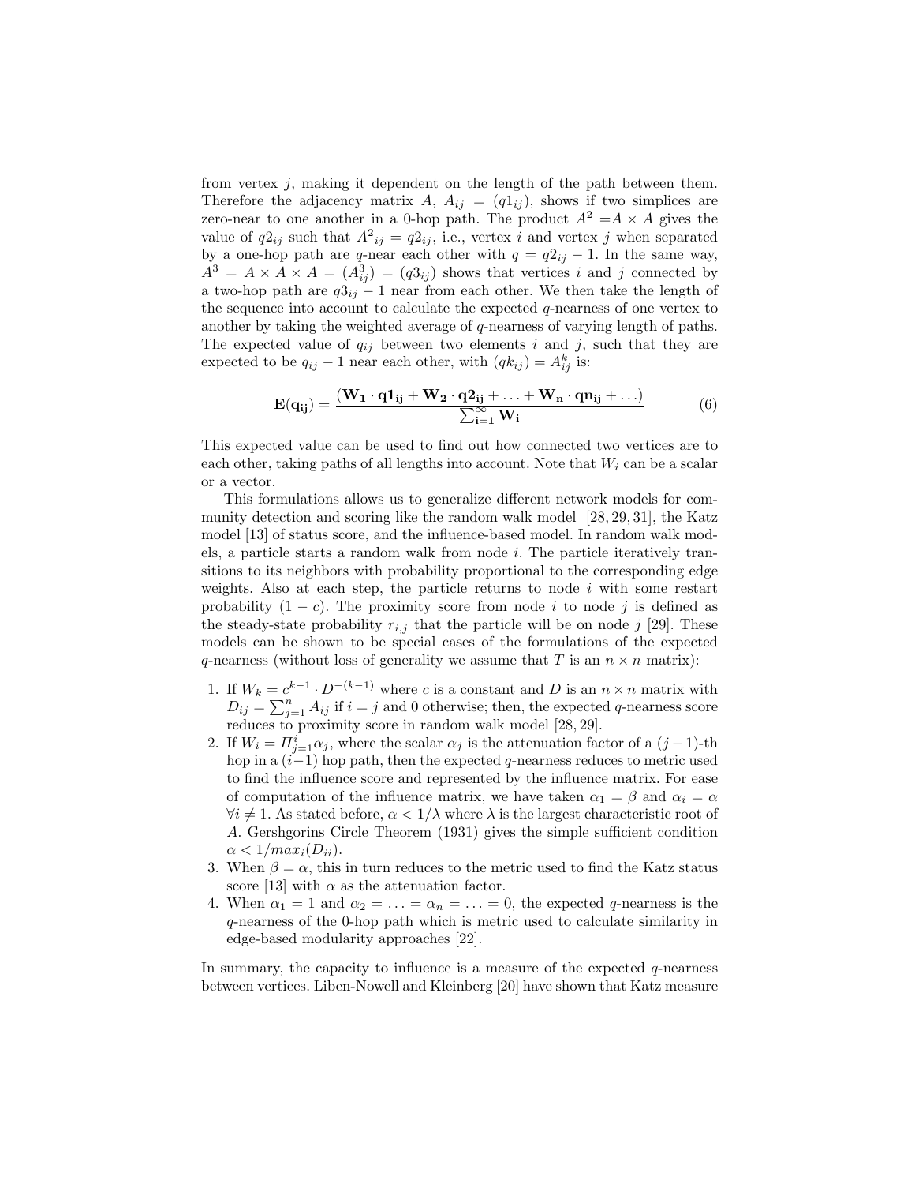from vertex $j$, making it dependent on the length of the path between them. Therefore the adjacency matrix $A$, $A_{ij} = (q1_{ij})$, shows if two simplices are zero-near to one another in a 0-hop path. The product $A^2 = A \times A$ gives the value of $q2_{ij}$ such that ${A^2}_{ij} = q2_{ij}$, i.e., vertex $i$ and vertex $j$ when separated by a one-hop path are $q$-near each other with $q = q2_{ij} - 1$. In the same way, $A^3 = A \times A \times A = (A^3_{ij}) = (q3_{ij})$ shows that vertices $i$ and $j$ connected by a two-hop path are $q3_{ij} - 1$ near from each other. We then take the length of the sequence into account to calculate the expected $q$-nearness of one vertex to another by taking the weighted average of $q$-nearness of varying length of paths. The expected value of $q_{ij}$ between two elements $i$ and $j$, such that they are expected to be $q_{ij} - 1$ near each other, with $(qk_{ij}) = A^k_{ij}$ is:

$$\mathbf{E(q_{ij})} = \frac{(\mathbf{W_1 \cdot q1_{ij} + W_2 \cdot q2_{ij} + \ldots + W_n \cdot qn_{ij} + \ldots})}{\sum_{\mathbf{i=1}}^{\infty} \mathbf{W_i}} \tag{6}$$

This expected value can be used to find out how connected two vertices are to each other, taking paths of all lengths into account. Note that $W_i$ can be a scalar or a vector.

This formulations allows us to generalize different network models for community detection and scoring like the random walk model [28, 29, 31], the Katz model [13] of status score, and the influence-based model. In random walk models, a particle starts a random walk from node $i$. The particle iteratively transitions to its neighbors with probability proportional to the corresponding edge weights. Also at each step, the particle returns to node $i$ with some restart probability $(1 - c)$. The proximity score from node $i$ to node $j$ is defined as the steady-state probability $r_{i,j}$ that the particle will be on node $j$ [29]. These models can be shown to be special cases of the formulations of the expected $q$-nearness (without loss of generality we assume that $T$ is an $n \times n$ matrix):

1. If $W_k = c^{k-1} \cdot D^{-(k-1)}$ where $c$ is a constant and $D$ is an $n \times n$ matrix with $D_{ij} = \sum_{j=1}^{n} A_{ij}$ if $i = j$ and 0 otherwise; then, the expected $q$-nearness score reduces to proximity score in random walk model [28, 29].
2. If $W_i = \Pi_{j=1}^{i} \alpha_j$, where the scalar $\alpha_j$ is the attenuation factor of a $(j-1)$-th hop in a $(i-1)$ hop path, then the expected $q$-nearness reduces to metric used to find the influence score and represented by the influence matrix. For ease of computation of the influence matrix, we have taken $\alpha_1 = \beta$ and $\alpha_i = \alpha$ $\forall i \neq 1$. As stated before, $\alpha < 1/\lambda$ where $\lambda$ is the largest characteristic root of $A$. Gershgorins Circle Theorem (1931) gives the simple sufficient condition $\alpha < 1/max_i(D_{ii})$.
3. When $\beta = \alpha$, this in turn reduces to the metric used to find the Katz status score [13] with $\alpha$ as the attenuation factor.
4. When $\alpha_1 = 1$ and $\alpha_2 = \ldots = \alpha_n = \ldots = 0$, the expected $q$-nearness is the $q$-nearness of the 0-hop path which is metric used to calculate similarity in edge-based modularity approaches [22].

In summary, the capacity to influence is a measure of the expected $q$-nearness between vertices. Liben-Nowell and Kleinberg [20] have shown that Katz measure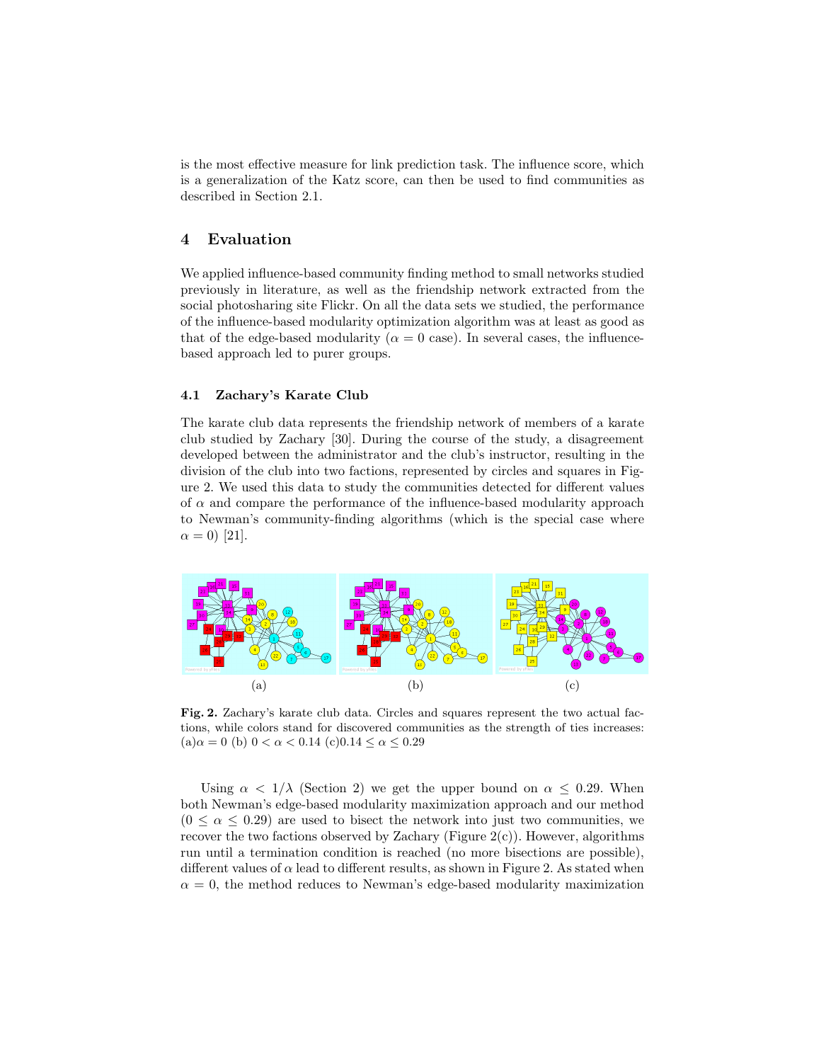is the most effective measure for link prediction task. The influence score, which is a generalization of the Katz score, can then be used to find communities as described in Section 2.1.

## 4 Evaluation

We applied influence-based community finding method to small networks studied previously in literature, as well as the friendship network extracted from the social photosharing site Flickr. On all the data sets we studied, the performance of the influence-based modularity optimization algorithm was at least as good as that of the edge-based modularity ($\alpha = 0$ case). In several cases, the influence-based approach led to purer groups.

### 4.1 Zachary's Karate Club

The karate club data represents the friendship network of members of a karate club studied by Zachary [30]. During the course of the study, a disagreement developed between the administrator and the club's instructor, resulting in the division of the club into two factions, represented by circles and squares in Figure 2. We used this data to study the communities detected for different values of $\alpha$ and compare the performance of the influence-based modularity approach to Newman's community-finding algorithms (which is the special case where $\alpha = 0$) [21].

(a) (b) (c)

**Fig. 2.** Zachary's karate club data. Circles and squares represent the two actual factions, while colors stand for discovered communities as the strength of ties increases: (a)$\alpha = 0$ (b) $0 < \alpha < 0.14$ (c)$0.14 \leq \alpha \leq 0.29$

Using $\alpha < 1/\lambda$ (Section 2) we get the upper bound on $\alpha \leq 0.29$. When both Newman's edge-based modularity maximization approach and our method ($0 \leq \alpha \leq 0.29$) are used to bisect the network into just two communities, we recover the two factions observed by Zachary (Figure 2(c)). However, algorithms run until a termination condition is reached (no more bisections are possible), different values of $\alpha$ lead to different results, as shown in Figure 2. As stated when $\alpha = 0$, the method reduces to Newman's edge-based modularity maximization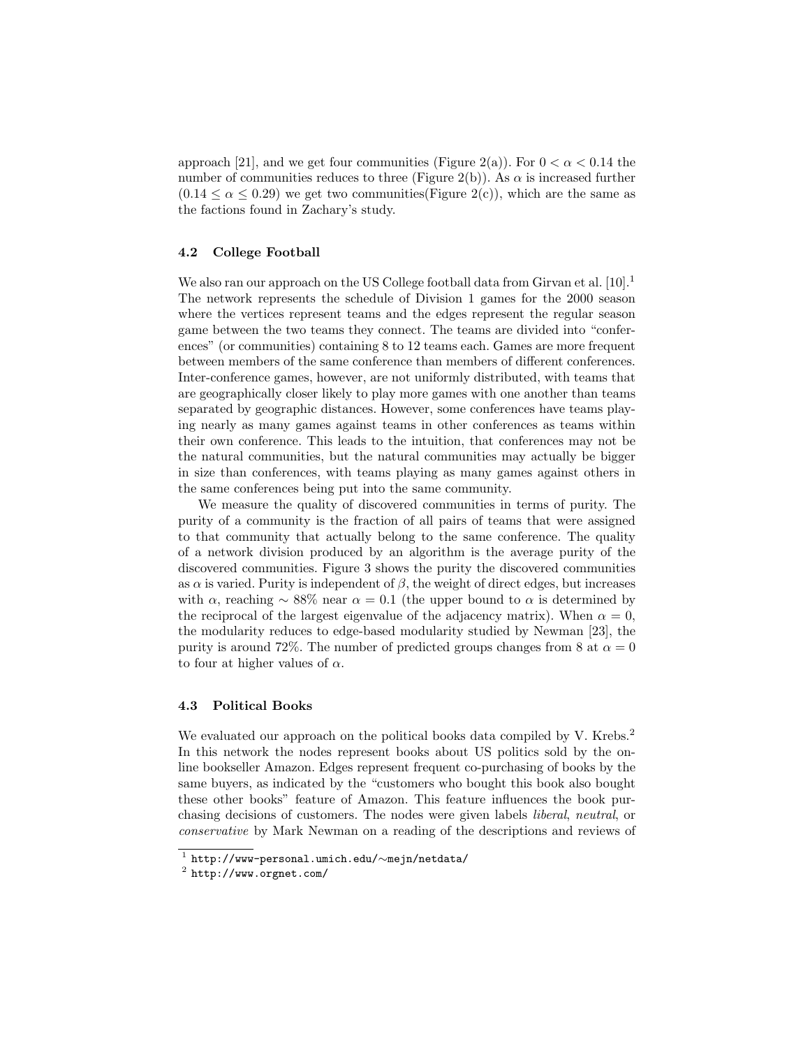approach [21], and we get four communities (Figure 2(a)). For $0 < \alpha < 0.14$ the number of communities reduces to three (Figure 2(b)). As $\alpha$ is increased further ($0.14 \leq \alpha \leq 0.29$) we get two communities(Figure 2(c)), which are the same as the factions found in Zachary's study.

### 4.2 College Football

We also ran our approach on the US College football data from Girvan et al. [10].[1] The network represents the schedule of Division 1 games for the 2000 season where the vertices represent teams and the edges represent the regular season game between the two teams they connect. The teams are divided into "conferences" (or communities) containing 8 to 12 teams each. Games are more frequent between members of the same conference than members of different conferences. Inter-conference games, however, are not uniformly distributed, with teams that are geographically closer likely to play more games with one another than teams separated by geographic distances. However, some conferences have teams playing nearly as many games against teams in other conferences as teams within their own conference. This leads to the intuition, that conferences may not be the natural communities, but the natural communities may actually be bigger in size than conferences, with teams playing as many games against others in the same conferences being put into the same community.

We measure the quality of discovered communities in terms of purity. The purity of a community is the fraction of all pairs of teams that were assigned to that community that actually belong to the same conference. The quality of a network division produced by an algorithm is the average purity of the discovered communities. Figure 3 shows the purity the discovered communities as $\alpha$ is varied. Purity is independent of $\beta$, the weight of direct edges, but increases with $\alpha$, reaching $\sim 88\%$ near $\alpha = 0.1$ (the upper bound to $\alpha$ is determined by the reciprocal of the largest eigenvalue of the adjacency matrix). When $\alpha = 0$, the modularity reduces to edge-based modularity studied by Newman [23], the purity is around 72%. The number of predicted groups changes from 8 at $\alpha = 0$ to four at higher values of $\alpha$.

### 4.3 Political Books

We evaluated our approach on the political books data compiled by V. Krebs.[2] In this network the nodes represent books about US politics sold by the online bookseller Amazon. Edges represent frequent co-purchasing of books by the same buyers, as indicated by the "customers who bought this book also bought these other books" feature of Amazon. This feature influences the book purchasing decisions of customers. The nodes were given labels *liberal*, *neutral*, or *conservative* by Mark Newman on a reading of the descriptions and reviews of

[1] http://www-personal.umich.edu/∼mejn/netdata/

[2] http://www.orgnet.com/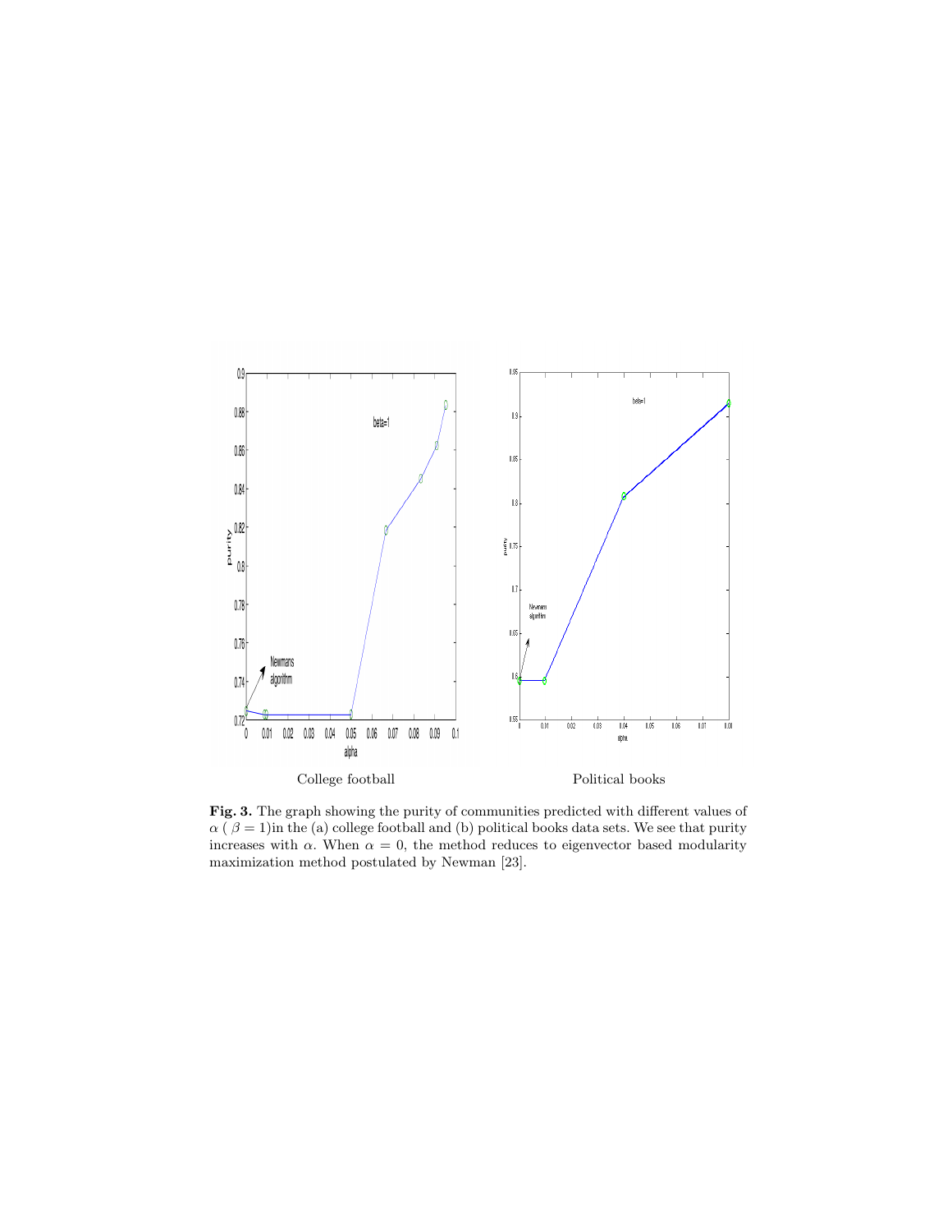College football

Political books

**Fig. 3.** The graph showing the purity of communities predicted with different values of $\alpha$ ( $\beta = 1$)in the (a) college football and (b) political books data sets. We see that purity increases with $\alpha$. When $\alpha = 0$, the method reduces to eigenvector based modularity maximization method postulated by Newman [23].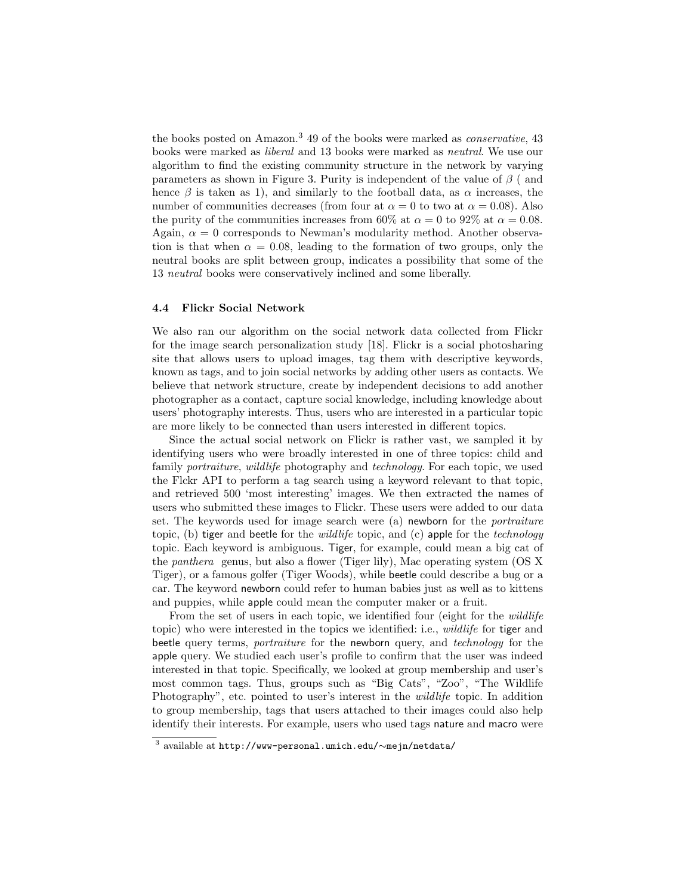the books posted on Amazon.[3] 49 of the books were marked as *conservative*, 43 books were marked as *liberal* and 13 books were marked as *neutral*. We use our algorithm to find the existing community structure in the network by varying parameters as shown in Figure 3. Purity is independent of the value of $\beta$ ( and hence $\beta$ is taken as 1), and similarly to the football data, as $\alpha$ increases, the number of communities decreases (from four at $\alpha = 0$ to two at $\alpha = 0.08$). Also the purity of the communities increases from 60% at $\alpha = 0$ to 92% at $\alpha = 0.08$. Again, $\alpha = 0$ corresponds to Newman's modularity method. Another observation is that when $\alpha = 0.08$, leading to the formation of two groups, only the neutral books are split between group, indicates a possibility that some of the 13 *neutral* books were conservatively inclined and some liberally.

### 4.4 Flickr Social Network

We also ran our algorithm on the social network data collected from Flickr for the image search personalization study [18]. Flickr is a social photosharing site that allows users to upload images, tag them with descriptive keywords, known as tags, and to join social networks by adding other users as contacts. We believe that network structure, create by independent decisions to add another photographer as a contact, capture social knowledge, including knowledge about users' photography interests. Thus, users who are interested in a particular topic are more likely to be connected than users interested in different topics.

Since the actual social network on Flickr is rather vast, we sampled it by identifying users who were broadly interested in one of three topics: child and family *portraiture*, *wildlife* photography and *technology*. For each topic, we used the Flckr API to perform a tag search using a keyword relevant to that topic, and retrieved 500 'most interesting' images. We then extracted the names of users who submitted these images to Flickr. These users were added to our data set. The keywords used for image search were (a) newborn for the *portraiture* topic, (b) tiger and beetle for the *wildlife* topic, and (c) apple for the *technology* topic. Each keyword is ambiguous. Tiger, for example, could mean a big cat of the *panthera* genus, but also a flower (Tiger lily), Mac operating system (OS X Tiger), or a famous golfer (Tiger Woods), while beetle could describe a bug or a car. The keyword newborn could refer to human babies just as well as to kittens and puppies, while apple could mean the computer maker or a fruit.

From the set of users in each topic, we identified four (eight for the *wildlife* topic) who were interested in the topics we identified: i.e., *wildlife* for tiger and beetle query terms, *portraiture* for the newborn query, and *technology* for the apple query. We studied each user's profile to confirm that the user was indeed interested in that topic. Specifically, we looked at group membership and user's most common tags. Thus, groups such as "Big Cats", "Zoo", "The Wildlife Photography", etc. pointed to user's interest in the *wildlife* topic. In addition to group membership, tags that users attached to their images could also help identify their interests. For example, users who used tags nature and macro were

[3] available at http://www-personal.umich.edu/∼mejn/netdata/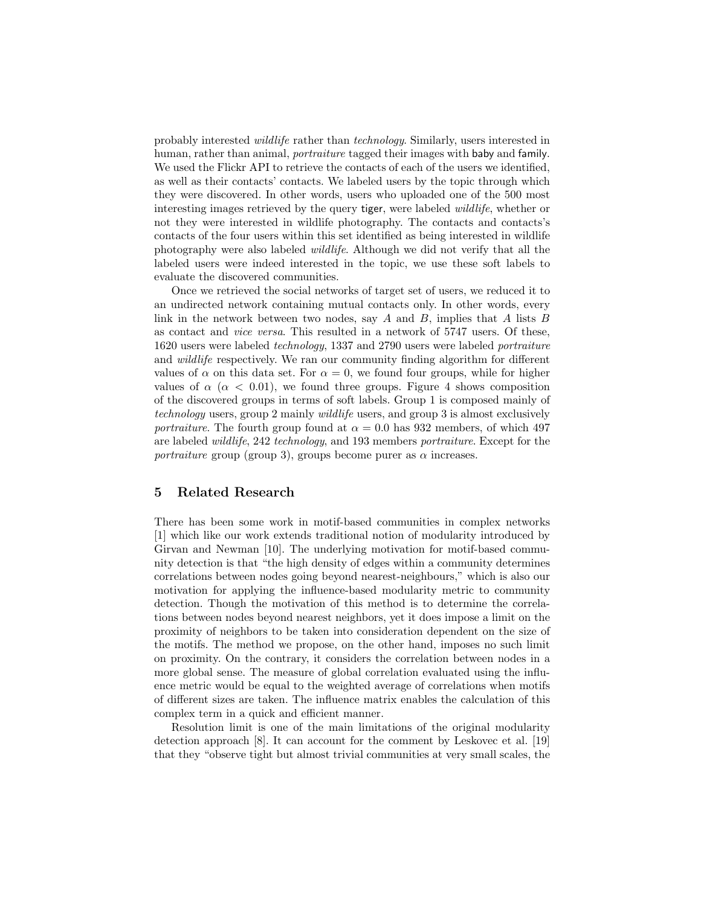probably interested *wildlife* rather than *technology*. Similarly, users interested in human, rather than animal, *portraiture* tagged their images with baby and family. We used the Flickr API to retrieve the contacts of each of the users we identified, as well as their contacts' contacts. We labeled users by the topic through which they were discovered. In other words, users who uploaded one of the 500 most interesting images retrieved by the query tiger, were labeled *wildlife*, whether or not they were interested in wildlife photography. The contacts and contacts's contacts of the four users within this set identified as being interested in wildlife photography were also labeled *wildlife*. Although we did not verify that all the labeled users were indeed interested in the topic, we use these soft labels to evaluate the discovered communities.

Once we retrieved the social networks of target set of users, we reduced it to an undirected network containing mutual contacts only. In other words, every link in the network between two nodes, say $A$ and $B$, implies that $A$ lists $B$ as contact and *vice versa*. This resulted in a network of 5747 users. Of these, 1620 users were labeled *technology*, 1337 and 2790 users were labeled *portraiture* and *wildlife* respectively. We ran our community finding algorithm for different values of $\alpha$ on this data set. For $\alpha = 0$, we found four groups, while for higher values of $\alpha$ ($\alpha < 0.01$), we found three groups. Figure 4 shows composition of the discovered groups in terms of soft labels. Group 1 is composed mainly of *technology* users, group 2 mainly *wildlife* users, and group 3 is almost exclusively *portraiture*. The fourth group found at $\alpha = 0.0$ has 932 members, of which 497 are labeled *wildlife*, 242 *technology*, and 193 members *portraiture*. Except for the *portraiture* group (group 3), groups become purer as $\alpha$ increases.

## 5 Related Research

There has been some work in motif-based communities in complex networks [1] which like our work extends traditional notion of modularity introduced by Girvan and Newman [10]. The underlying motivation for motif-based community detection is that "the high density of edges within a community determines correlations between nodes going beyond nearest-neighbours," which is also our motivation for applying the influence-based modularity metric to community detection. Though the motivation of this method is to determine the correlations between nodes beyond nearest neighbors, yet it does impose a limit on the proximity of neighbors to be taken into consideration dependent on the size of the motifs. The method we propose, on the other hand, imposes no such limit on proximity. On the contrary, it considers the correlation between nodes in a more global sense. The measure of global correlation evaluated using the influence metric would be equal to the weighted average of correlations when motifs of different sizes are taken. The influence matrix enables the calculation of this complex term in a quick and efficient manner.

Resolution limit is one of the main limitations of the original modularity detection approach [8]. It can account for the comment by Leskovec et al. [19] that they "observe tight but almost trivial communities at very small scales, the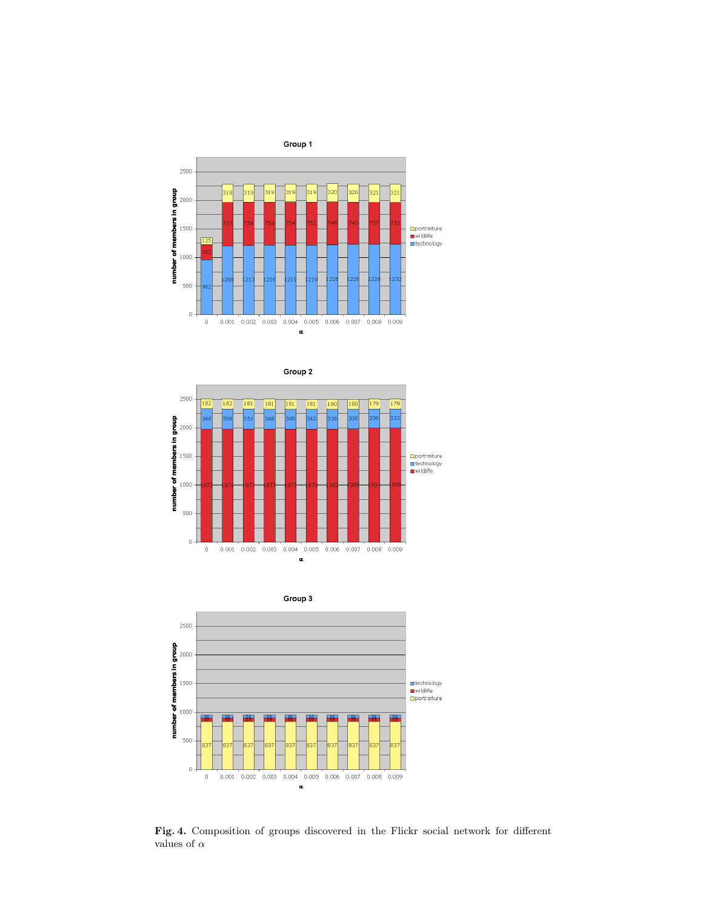**Fig. 4.** Composition of groups discovered in the Flickr social network for different values of $\alpha$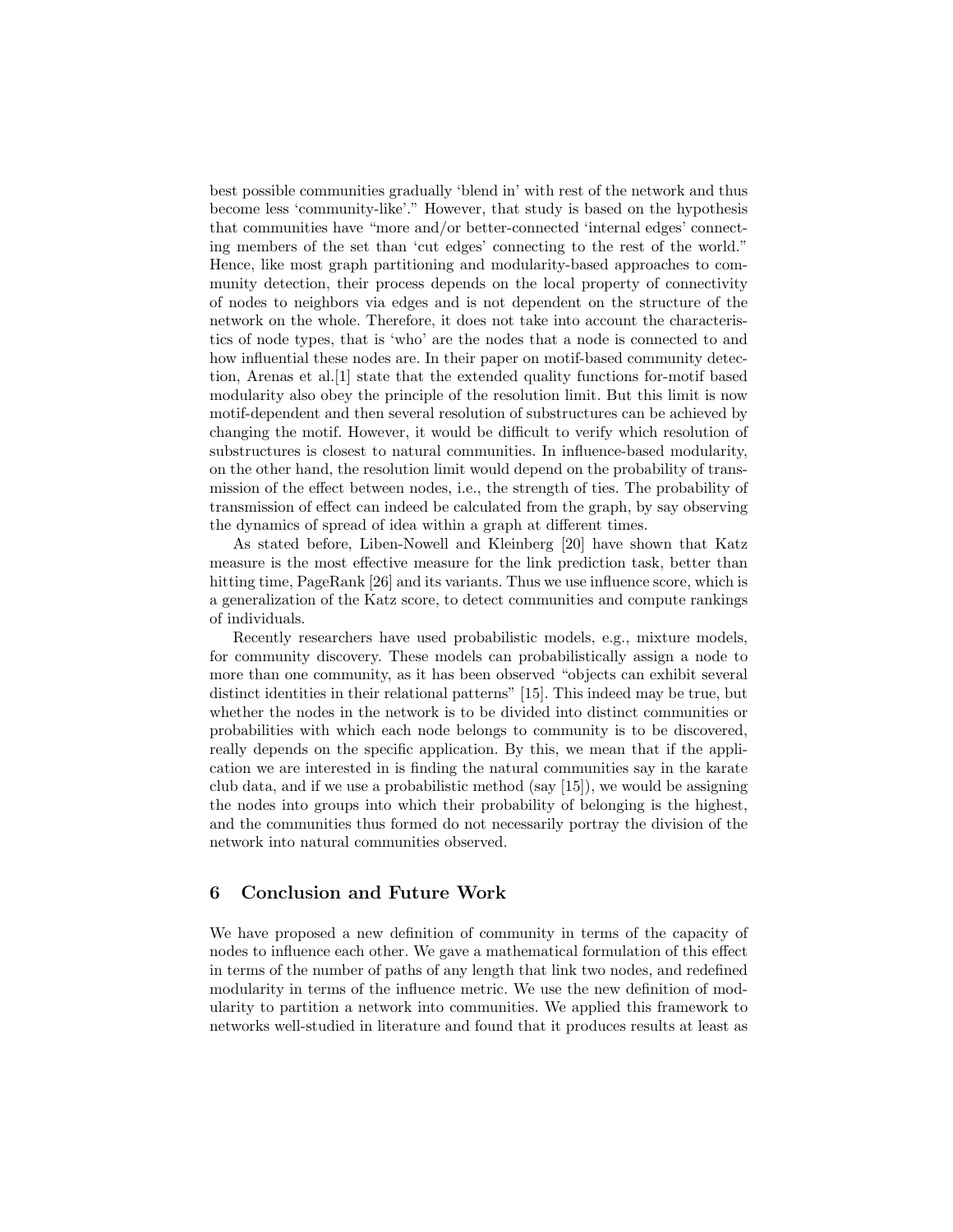best possible communities gradually 'blend in' with rest of the network and thus become less 'community-like'." However, that study is based on the hypothesis that communities have "more and/or better-connected 'internal edges' connecting members of the set than 'cut edges' connecting to the rest of the world." Hence, like most graph partitioning and modularity-based approaches to community detection, their process depends on the local property of connectivity of nodes to neighbors via edges and is not dependent on the structure of the network on the whole. Therefore, it does not take into account the characteristics of node types, that is 'who' are the nodes that a node is connected to and how influential these nodes are. In their paper on motif-based community detection, Arenas et al.[1] state that the extended quality functions for-motif based modularity also obey the principle of the resolution limit. But this limit is now motif-dependent and then several resolution of substructures can be achieved by changing the motif. However, it would be difficult to verify which resolution of substructures is closest to natural communities. In influence-based modularity, on the other hand, the resolution limit would depend on the probability of transmission of the effect between nodes, i.e., the strength of ties. The probability of transmission of effect can indeed be calculated from the graph, by say observing the dynamics of spread of idea within a graph at different times.

As stated before, Liben-Nowell and Kleinberg [20] have shown that Katz measure is the most effective measure for the link prediction task, better than hitting time, PageRank [26] and its variants. Thus we use influence score, which is a generalization of the Katz score, to detect communities and compute rankings of individuals.

Recently researchers have used probabilistic models, e.g., mixture models, for community discovery. These models can probabilistically assign a node to more than one community, as it has been observed "objects can exhibit several distinct identities in their relational patterns" [15]. This indeed may be true, but whether the nodes in the network is to be divided into distinct communities or probabilities with which each node belongs to community is to be discovered, really depends on the specific application. By this, we mean that if the application we are interested in is finding the natural communities say in the karate club data, and if we use a probabilistic method (say [15]), we would be assigning the nodes into groups into which their probability of belonging is the highest, and the communities thus formed do not necessarily portray the division of the network into natural communities observed.

## 6 Conclusion and Future Work

We have proposed a new definition of community in terms of the capacity of nodes to influence each other. We gave a mathematical formulation of this effect in terms of the number of paths of any length that link two nodes, and redefined modularity in terms of the influence metric. We use the new definition of modularity to partition a network into communities. We applied this framework to networks well-studied in literature and found that it produces results at least as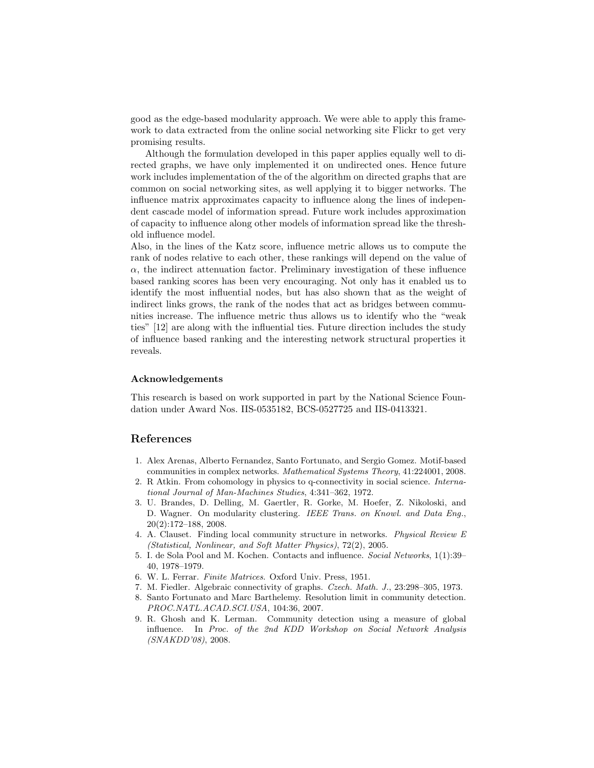good as the edge-based modularity approach. We were able to apply this framework to data extracted from the online social networking site Flickr to get very promising results.

Although the formulation developed in this paper applies equally well to directed graphs, we have only implemented it on undirected ones. Hence future work includes implementation of the of the algorithm on directed graphs that are common on social networking sites, as well applying it to bigger networks. The influence matrix approximates capacity to influence along the lines of independent cascade model of information spread. Future work includes approximation of capacity to influence along other models of information spread like the threshold influence model.

Also, in the lines of the Katz score, influence metric allows us to compute the rank of nodes relative to each other, these rankings will depend on the value of $\alpha$, the indirect attenuation factor. Preliminary investigation of these influence based ranking scores has been very encouraging. Not only has it enabled us to identify the most influential nodes, but has also shown that as the weight of indirect links grows, the rank of the nodes that act as bridges between communities increase. The influence metric thus allows us to identify who the "weak ties" [12] are along with the influential ties. Future direction includes the study of influence based ranking and the interesting network structural properties it reveals.

### Acknowledgements

This research is based on work supported in part by the National Science Foundation under Award Nos. IIS-0535182, BCS-0527725 and IIS-0413321.

## References

1. Alex Arenas, Alberto Fernandez, Santo Fortunato, and Sergio Gomez. Motif-based communities in complex networks. *Mathematical Systems Theory*, 41:224001, 2008.
2. R Atkin. From cohomology in physics to q-connectivity in social science. *International Journal of Man-Machines Studies*, 4:341–362, 1972.
3. U. Brandes, D. Delling, M. Gaertler, R. Gorke, M. Hoefer, Z. Nikoloski, and D. Wagner. On modularity clustering. *IEEE Trans. on Knowl. and Data Eng.*, 20(2):172–188, 2008.
4. A. Clauset. Finding local community structure in networks. *Physical Review E (Statistical, Nonlinear, and Soft Matter Physics)*, 72(2), 2005.
5. I. de Sola Pool and M. Kochen. Contacts and influence. *Social Networks*, 1(1):39–40, 1978–1979.
6. W. L. Ferrar. *Finite Matrices*. Oxford Univ. Press, 1951.
7. M. Fiedler. Algebraic connectivity of graphs. *Czech. Math. J.*, 23:298–305, 1973.
8. Santo Fortunato and Marc Barthelemy. Resolution limit in community detection. *PROC.NATL.ACAD.SCI.USA*, 104:36, 2007.
9. R. Ghosh and K. Lerman. Community detection using a measure of global influence. In *Proc. of the 2nd KDD Workshop on Social Network Analysis (SNAKDD'08)*, 2008.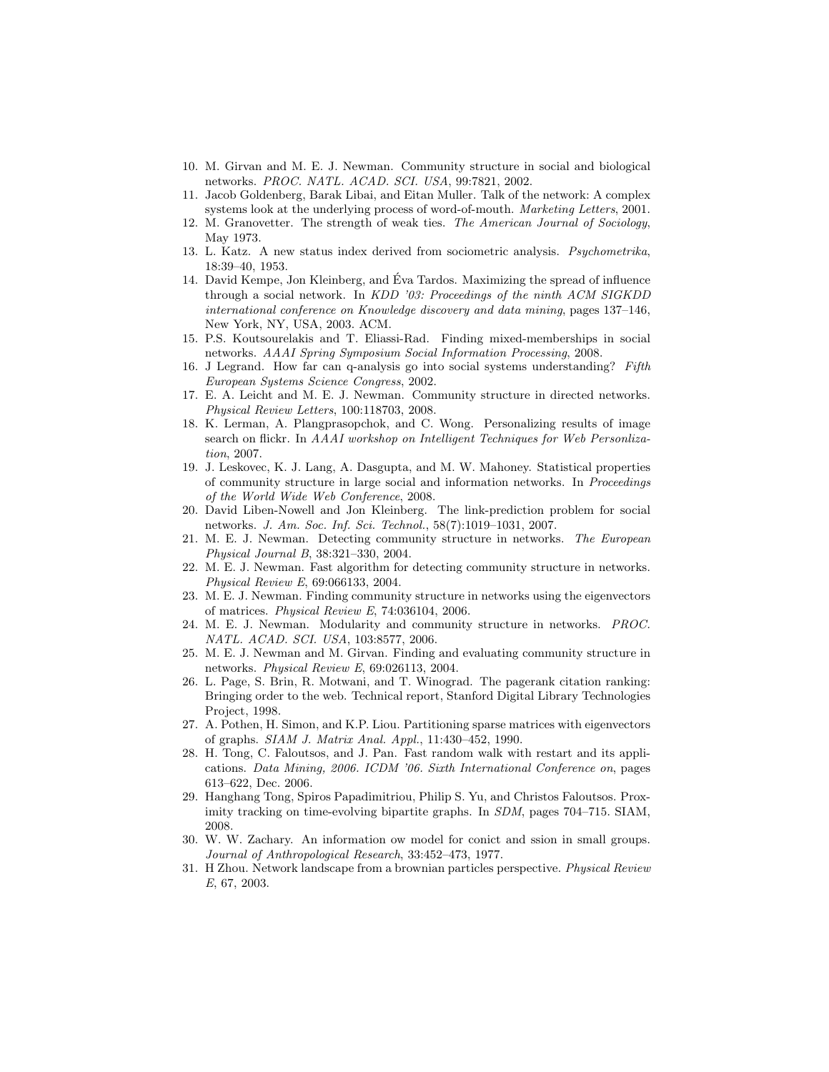10. M. Girvan and M. E. J. Newman. Community structure in social and biological networks. *PROC. NATL. ACAD. SCI. USA*, 99:7821, 2002.
11. Jacob Goldenberg, Barak Libai, and Eitan Muller. Talk of the network: A complex systems look at the underlying process of word-of-mouth. *Marketing Letters*, 2001.
12. M. Granovetter. The strength of weak ties. *The American Journal of Sociology*, May 1973.
13. L. Katz. A new status index derived from sociometric analysis. *Psychometrika*, 18:39–40, 1953.
14. David Kempe, Jon Kleinberg, and Éva Tardos. Maximizing the spread of influence through a social network. In *KDD '03: Proceedings of the ninth ACM SIGKDD international conference on Knowledge discovery and data mining*, pages 137–146, New York, NY, USA, 2003. ACM.
15. P.S. Koutsourelakis and T. Eliassi-Rad. Finding mixed-memberships in social networks. *AAAI Spring Symposium Social Information Processing*, 2008.
16. J Legrand. How far can q-analysis go into social systems understanding? *Fifth European Systems Science Congress*, 2002.
17. E. A. Leicht and M. E. J. Newman. Community structure in directed networks. *Physical Review Letters*, 100:118703, 2008.
18. K. Lerman, A. Plangprasopchok, and C. Wong. Personalizing results of image search on flickr. In *AAAI workshop on Intelligent Techniques for Web Personlization*, 2007.
19. J. Leskovec, K. J. Lang, A. Dasgupta, and M. W. Mahoney. Statistical properties of community structure in large social and information networks. In *Proceedings of the World Wide Web Conference*, 2008.
20. David Liben-Nowell and Jon Kleinberg. The link-prediction problem for social networks. *J. Am. Soc. Inf. Sci. Technol.*, 58(7):1019–1031, 2007.
21. M. E. J. Newman. Detecting community structure in networks. *The European Physical Journal B*, 38:321–330, 2004.
22. M. E. J. Newman. Fast algorithm for detecting community structure in networks. *Physical Review E*, 69:066133, 2004.
23. M. E. J. Newman. Finding community structure in networks using the eigenvectors of matrices. *Physical Review E*, 74:036104, 2006.
24. M. E. J. Newman. Modularity and community structure in networks. *PROC. NATL. ACAD. SCI. USA*, 103:8577, 2006.
25. M. E. J. Newman and M. Girvan. Finding and evaluating community structure in networks. *Physical Review E*, 69:026113, 2004.
26. L. Page, S. Brin, R. Motwani, and T. Winograd. The pagerank citation ranking: Bringing order to the web. Technical report, Stanford Digital Library Technologies Project, 1998.
27. A. Pothen, H. Simon, and K.P. Liou. Partitioning sparse matrices with eigenvectors of graphs. *SIAM J. Matrix Anal. Appl.*, 11:430–452, 1990.
28. H. Tong, C. Faloutsos, and J. Pan. Fast random walk with restart and its applications. *Data Mining, 2006. ICDM '06. Sixth International Conference on*, pages 613–622, Dec. 2006.
29. Hanghang Tong, Spiros Papadimitriou, Philip S. Yu, and Christos Faloutsos. Proximity tracking on time-evolving bipartite graphs. In *SDM*, pages 704–715. SIAM, 2008.
30. W. W. Zachary. An information ow model for conict and ssion in small groups. *Journal of Anthropological Research*, 33:452–473, 1977.
31. H Zhou. Network landscape from a brownian particles perspective. *Physical Review E*, 67, 2003.